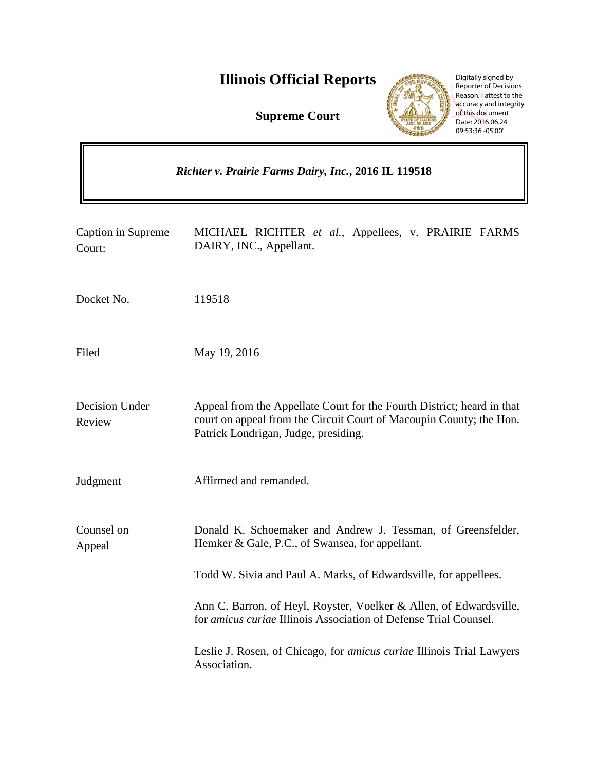# Illinois Official Reports

## Supreme Court

Digitally signed by Reporter of Decisions
Reason: I attest to the accuracy and integrity of this document
Date: 2016.06.24 09:53:36 -05'00'

***Richter v. Prairie Farms Dairy, Inc.*, 2016 IL 119518**

| | |
|---|---|
| Caption in Supreme Court: | MICHAEL RICHTER *et al.*, Appellees, v. PRAIRIE FARMS DAIRY, INC., Appellant. |
| Docket No. | 119518 |
| Filed | May 19, 2016 |
| Decision Under Review | Appeal from the Appellate Court for the Fourth District; heard in that court on appeal from the Circuit Court of Macoupin County; the Hon. Patrick Londrigan, Judge, presiding. |
| Judgment | Affirmed and remanded. |
| Counsel on Appeal | Donald K. Schoemaker and Andrew J. Tessman, of Greensfelder, Hemker & Gale, P.C., of Swansea, for appellant.<br><br>Todd W. Sivia and Paul A. Marks, of Edwardsville, for appellees.<br><br>Ann C. Barron, of Heyl, Royster, Voelker & Allen, of Edwardsville, for *amicus curiae* Illinois Association of Defense Trial Counsel.<br><br>Leslie J. Rosen, of Chicago, for *amicus curiae* Illinois Trial Lawyers Association. |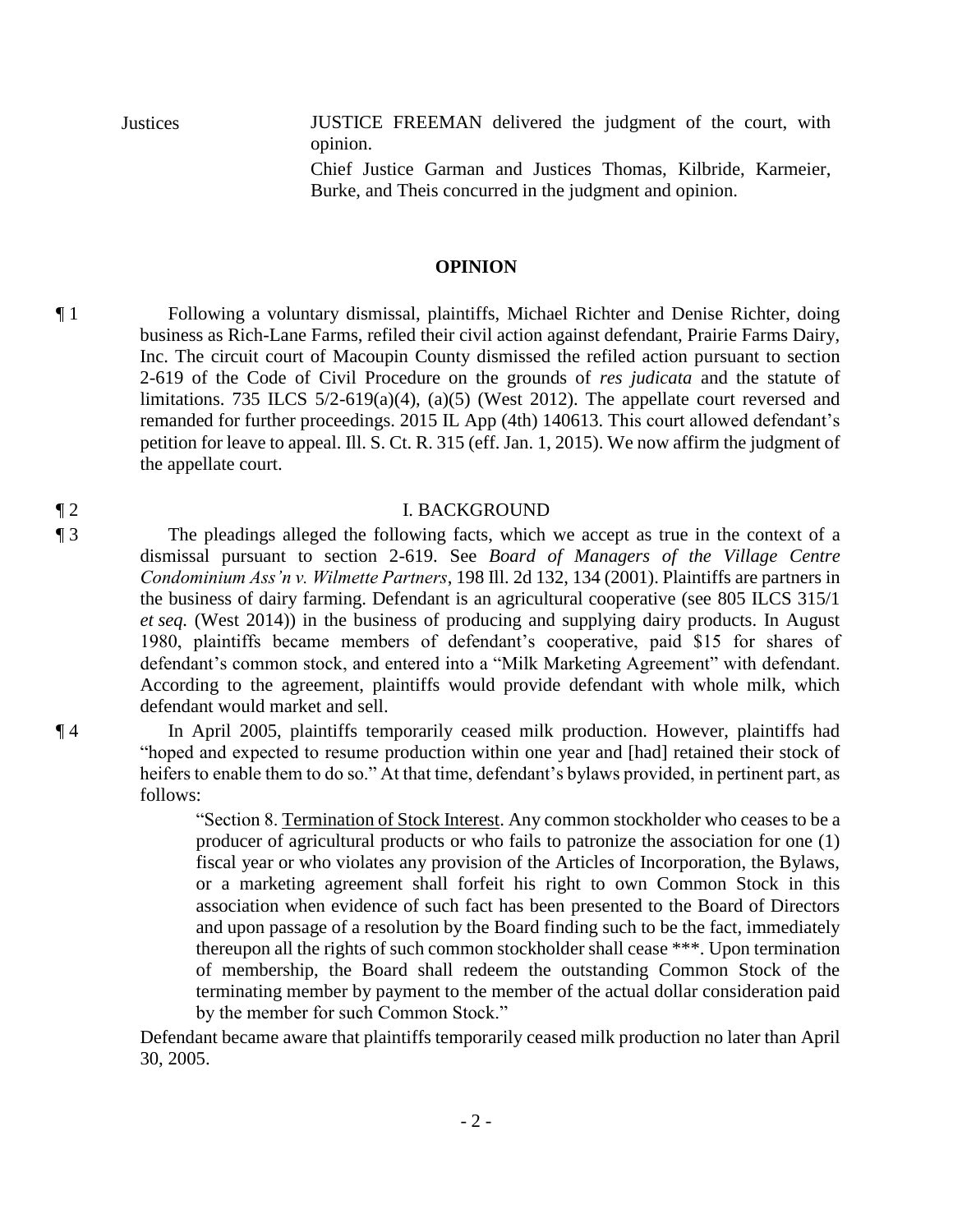Justices JUSTICE FREEMAN delivered the judgment of the court, with opinion.

Chief Justice Garman and Justices Thomas, Kilbride, Karmeier, Burke, and Theis concurred in the judgment and opinion.

## OPINION

¶ 1 Following a voluntary dismissal, plaintiffs, Michael Richter and Denise Richter, doing business as Rich-Lane Farms, refiled their civil action against defendant, Prairie Farms Dairy, Inc. The circuit court of Macoupin County dismissed the refiled action pursuant to section 2-619 of the Code of Civil Procedure on the grounds of *res judicata* and the statute of limitations. 735 ILCS 5/2-619(a)(4), (a)(5) (West 2012). The appellate court reversed and remanded for further proceedings. 2015 IL App (4th) 140613. This court allowed defendant's petition for leave to appeal. Ill. S. Ct. R. 315 (eff. Jan. 1, 2015). We now affirm the judgment of the appellate court.

¶ 2 I. BACKGROUND

¶ 3 The pleadings alleged the following facts, which we accept as true in the context of a dismissal pursuant to section 2-619. See *Board of Managers of the Village Centre Condominium Ass'n v. Wilmette Partners*, 198 Ill. 2d 132, 134 (2001). Plaintiffs are partners in the business of dairy farming. Defendant is an agricultural cooperative (see 805 ILCS 315/1 *et seq.* (West 2014)) in the business of producing and supplying dairy products. In August 1980, plaintiffs became members of defendant's cooperative, paid $15 for shares of defendant's common stock, and entered into a "Milk Marketing Agreement" with defendant. According to the agreement, plaintiffs would provide defendant with whole milk, which defendant would market and sell.

¶ 4 In April 2005, plaintiffs temporarily ceased milk production. However, plaintiffs had "hoped and expected to resume production within one year and [had] retained their stock of heifers to enable them to do so." At that time, defendant's bylaws provided, in pertinent part, as follows:

> "Section 8. Termination of Stock Interest. Any common stockholder who ceases to be a producer of agricultural products or who fails to patronize the association for one (1) fiscal year or who violates any provision of the Articles of Incorporation, the Bylaws, or a marketing agreement shall forfeit his right to own Common Stock in this association when evidence of such fact has been presented to the Board of Directors and upon passage of a resolution by the Board finding such to be the fact, immediately thereupon all the rights of such common stockholder shall cease \*\*\*. Upon termination of membership, the Board shall redeem the outstanding Common Stock of the terminating member by payment to the member of the actual dollar consideration paid by the member for such Common Stock."

Defendant became aware that plaintiffs temporarily ceased milk production no later than April 30, 2005.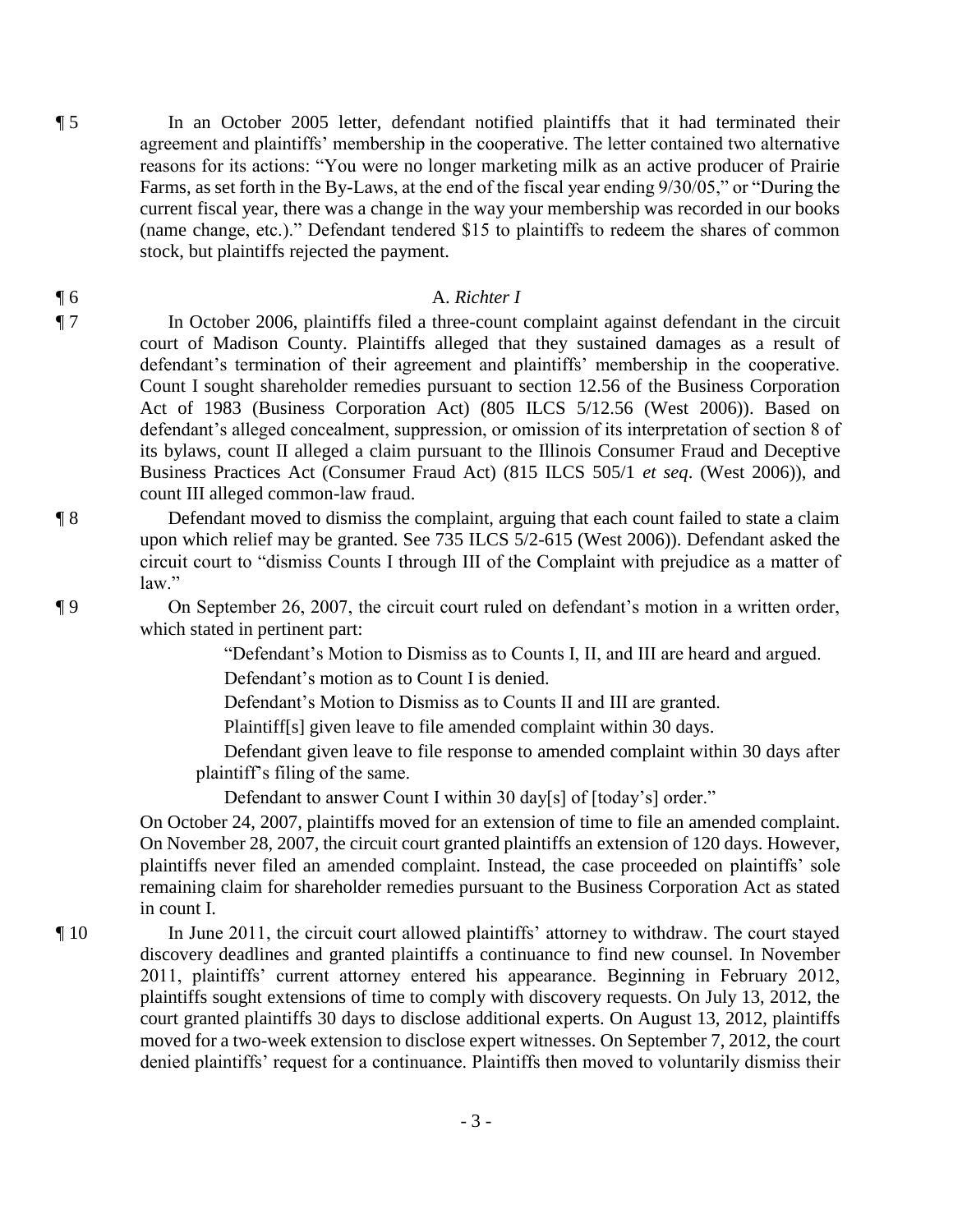¶ 5 In an October 2005 letter, defendant notified plaintiffs that it had terminated their agreement and plaintiffs' membership in the cooperative. The letter contained two alternative reasons for its actions: "You were no longer marketing milk as an active producer of Prairie Farms, as set forth in the By-Laws, at the end of the fiscal year ending 9/30/05," or "During the current fiscal year, there was a change in the way your membership was recorded in our books (name change, etc.)." Defendant tendered $15 to plaintiffs to redeem the shares of common stock, but plaintiffs rejected the payment.

¶ 6 A. *Richter I*

¶ 7 In October 2006, plaintiffs filed a three-count complaint against defendant in the circuit court of Madison County. Plaintiffs alleged that they sustained damages as a result of defendant's termination of their agreement and plaintiffs' membership in the cooperative. Count I sought shareholder remedies pursuant to section 12.56 of the Business Corporation Act of 1983 (Business Corporation Act) (805 ILCS 5/12.56 (West 2006)). Based on defendant's alleged concealment, suppression, or omission of its interpretation of section 8 of its bylaws, count II alleged a claim pursuant to the Illinois Consumer Fraud and Deceptive Business Practices Act (Consumer Fraud Act) (815 ILCS 505/1 *et seq*. (West 2006)), and count III alleged common-law fraud.

¶ 8 Defendant moved to dismiss the complaint, arguing that each count failed to state a claim upon which relief may be granted. See 735 ILCS 5/2-615 (West 2006)). Defendant asked the circuit court to "dismiss Counts I through III of the Complaint with prejudice as a matter of law."

¶ 9 On September 26, 2007, the circuit court ruled on defendant's motion in a written order, which stated in pertinent part:

> "Defendant's Motion to Dismiss as to Counts I, II, and III are heard and argued.
>
> Defendant's motion as to Count I is denied.
>
> Defendant's Motion to Dismiss as to Counts II and III are granted.
>
> Plaintiff[s] given leave to file amended complaint within 30 days.
>
> Defendant given leave to file response to amended complaint within 30 days after plaintiff's filing of the same.
>
> Defendant to answer Count I within 30 day[s] of [today's] order."

On October 24, 2007, plaintiffs moved for an extension of time to file an amended complaint. On November 28, 2007, the circuit court granted plaintiffs an extension of 120 days. However, plaintiffs never filed an amended complaint. Instead, the case proceeded on plaintiffs' sole remaining claim for shareholder remedies pursuant to the Business Corporation Act as stated in count I.

¶ 10 In June 2011, the circuit court allowed plaintiffs' attorney to withdraw. The court stayed discovery deadlines and granted plaintiffs a continuance to find new counsel. In November 2011, plaintiffs' current attorney entered his appearance. Beginning in February 2012, plaintiffs sought extensions of time to comply with discovery requests. On July 13, 2012, the court granted plaintiffs 30 days to disclose additional experts. On August 13, 2012, plaintiffs moved for a two-week extension to disclose expert witnesses. On September 7, 2012, the court denied plaintiffs' request for a continuance. Plaintiffs then moved to voluntarily dismiss their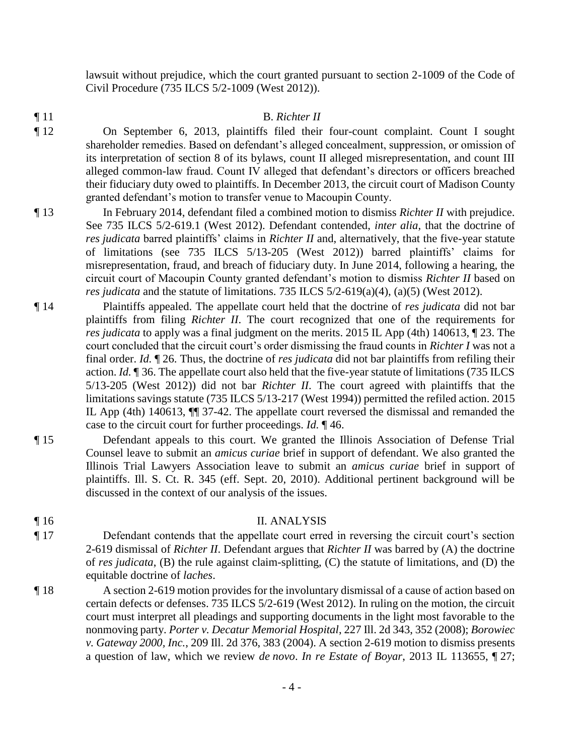lawsuit without prejudice, which the court granted pursuant to section 2-1009 of the Code of Civil Procedure (735 ILCS 5/2-1009 (West 2012)).

¶ 11 B. *Richter II*

¶ 12 On September 6, 2013, plaintiffs filed their four-count complaint. Count I sought shareholder remedies. Based on defendant's alleged concealment, suppression, or omission of its interpretation of section 8 of its bylaws, count II alleged misrepresentation, and count III alleged common-law fraud. Count IV alleged that defendant's directors or officers breached their fiduciary duty owed to plaintiffs. In December 2013, the circuit court of Madison County granted defendant's motion to transfer venue to Macoupin County.

¶ 13 In February 2014, defendant filed a combined motion to dismiss *Richter II* with prejudice. See 735 ILCS 5/2-619.1 (West 2012). Defendant contended, *inter alia*, that the doctrine of *res judicata* barred plaintiffs' claims in *Richter II* and, alternatively, that the five-year statute of limitations (see 735 ILCS 5/13-205 (West 2012)) barred plaintiffs' claims for misrepresentation, fraud, and breach of fiduciary duty. In June 2014, following a hearing, the circuit court of Macoupin County granted defendant's motion to dismiss *Richter II* based on *res judicata* and the statute of limitations. 735 ILCS 5/2-619(a)(4), (a)(5) (West 2012).

¶ 14 Plaintiffs appealed. The appellate court held that the doctrine of *res judicata* did not bar plaintiffs from filing *Richter II*. The court recognized that one of the requirements for *res judicata* to apply was a final judgment on the merits. 2015 IL App (4th) 140613, ¶ 23. The court concluded that the circuit court's order dismissing the fraud counts in *Richter I* was not a final order. *Id.* ¶ 26. Thus, the doctrine of *res judicata* did not bar plaintiffs from refiling their action. *Id.* ¶ 36. The appellate court also held that the five-year statute of limitations (735 ILCS 5/13-205 (West 2012)) did not bar *Richter II*. The court agreed with plaintiffs that the limitations savings statute (735 ILCS 5/13-217 (West 1994)) permitted the refiled action. 2015 IL App (4th) 140613, ¶¶ 37-42. The appellate court reversed the dismissal and remanded the case to the circuit court for further proceedings. *Id.* ¶ 46.

¶ 15 Defendant appeals to this court. We granted the Illinois Association of Defense Trial Counsel leave to submit an *amicus curiae* brief in support of defendant. We also granted the Illinois Trial Lawyers Association leave to submit an *amicus curiae* brief in support of plaintiffs. Ill. S. Ct. R. 345 (eff. Sept. 20, 2010). Additional pertinent background will be discussed in the context of our analysis of the issues.

¶ 16 II. ANALYSIS

¶ 17 Defendant contends that the appellate court erred in reversing the circuit court's section 2-619 dismissal of *Richter II*. Defendant argues that *Richter II* was barred by (A) the doctrine of *res judicata*, (B) the rule against claim-splitting, (C) the statute of limitations, and (D) the equitable doctrine of *laches*.

¶ 18 A section 2-619 motion provides for the involuntary dismissal of a cause of action based on certain defects or defenses. 735 ILCS 5/2-619 (West 2012). In ruling on the motion, the circuit court must interpret all pleadings and supporting documents in the light most favorable to the nonmoving party. *Porter v. Decatur Memorial Hospital*, 227 Ill. 2d 343, 352 (2008); *Borowiec v. Gateway 2000, Inc.*, 209 Ill. 2d 376, 383 (2004). A section 2-619 motion to dismiss presents a question of law, which we review *de novo*. *In re Estate of Boyar*, 2013 IL 113655, ¶ 27;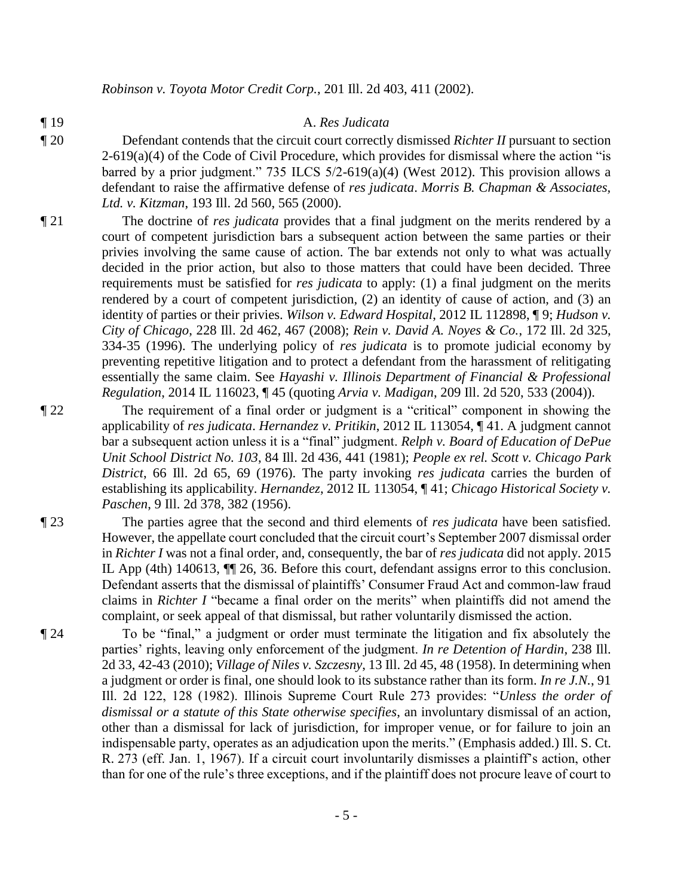*Robinson v. Toyota Motor Credit Corp.*, 201 Ill. 2d 403, 411 (2002).

¶ 19 A. *Res Judicata*

¶ 20 Defendant contends that the circuit court correctly dismissed *Richter II* pursuant to section 2-619(a)(4) of the Code of Civil Procedure, which provides for dismissal where the action "is barred by a prior judgment." 735 ILCS 5/2-619(a)(4) (West 2012). This provision allows a defendant to raise the affirmative defense of *res judicata*. *Morris B. Chapman & Associates, Ltd. v. Kitzman*, 193 Ill. 2d 560, 565 (2000).

¶ 21 The doctrine of *res judicata* provides that a final judgment on the merits rendered by a court of competent jurisdiction bars a subsequent action between the same parties or their privies involving the same cause of action. The bar extends not only to what was actually decided in the prior action, but also to those matters that could have been decided. Three requirements must be satisfied for *res judicata* to apply: (1) a final judgment on the merits rendered by a court of competent jurisdiction, (2) an identity of cause of action, and (3) an identity of parties or their privies. *Wilson v. Edward Hospital*, 2012 IL 112898, ¶ 9; *Hudson v. City of Chicago*, 228 Ill. 2d 462, 467 (2008); *Rein v. David A. Noyes & Co.*, 172 Ill. 2d 325, 334-35 (1996). The underlying policy of *res judicata* is to promote judicial economy by preventing repetitive litigation and to protect a defendant from the harassment of relitigating essentially the same claim. See *Hayashi v. Illinois Department of Financial & Professional Regulation*, 2014 IL 116023, ¶ 45 (quoting *Arvia v. Madigan*, 209 Ill. 2d 520, 533 (2004)).

¶ 22 The requirement of a final order or judgment is a "critical" component in showing the applicability of *res judicata*. *Hernandez v. Pritikin*, 2012 IL 113054, ¶ 41. A judgment cannot bar a subsequent action unless it is a "final" judgment. *Relph v. Board of Education of DePue Unit School District No. 103*, 84 Ill. 2d 436, 441 (1981); *People ex rel. Scott v. Chicago Park District*, 66 Ill. 2d 65, 69 (1976). The party invoking *res judicata* carries the burden of establishing its applicability. *Hernandez*, 2012 IL 113054, ¶ 41; *Chicago Historical Society v. Paschen*, 9 Ill. 2d 378, 382 (1956).

¶ 23 The parties agree that the second and third elements of *res judicata* have been satisfied. However, the appellate court concluded that the circuit court's September 2007 dismissal order in *Richter I* was not a final order, and, consequently, the bar of *res judicata* did not apply. 2015 IL App (4th) 140613, ¶¶ 26, 36. Before this court, defendant assigns error to this conclusion. Defendant asserts that the dismissal of plaintiffs' Consumer Fraud Act and common-law fraud claims in *Richter I* "became a final order on the merits" when plaintiffs did not amend the complaint, or seek appeal of that dismissal, but rather voluntarily dismissed the action.

¶ 24 To be "final," a judgment or order must terminate the litigation and fix absolutely the parties' rights, leaving only enforcement of the judgment. *In re Detention of Hardin*, 238 Ill. 2d 33, 42-43 (2010); *Village of Niles v. Szczesny*, 13 Ill. 2d 45, 48 (1958). In determining when a judgment or order is final, one should look to its substance rather than its form. *In re J.N.*, 91 Ill. 2d 122, 128 (1982). Illinois Supreme Court Rule 273 provides: "*Unless the order of dismissal or a statute of this State otherwise specifies*, an involuntary dismissal of an action, other than a dismissal for lack of jurisdiction, for improper venue, or for failure to join an indispensable party, operates as an adjudication upon the merits." (Emphasis added.) Ill. S. Ct. R. 273 (eff. Jan. 1, 1967). If a circuit court involuntarily dismisses a plaintiff's action, other than for one of the rule's three exceptions, and if the plaintiff does not procure leave of court to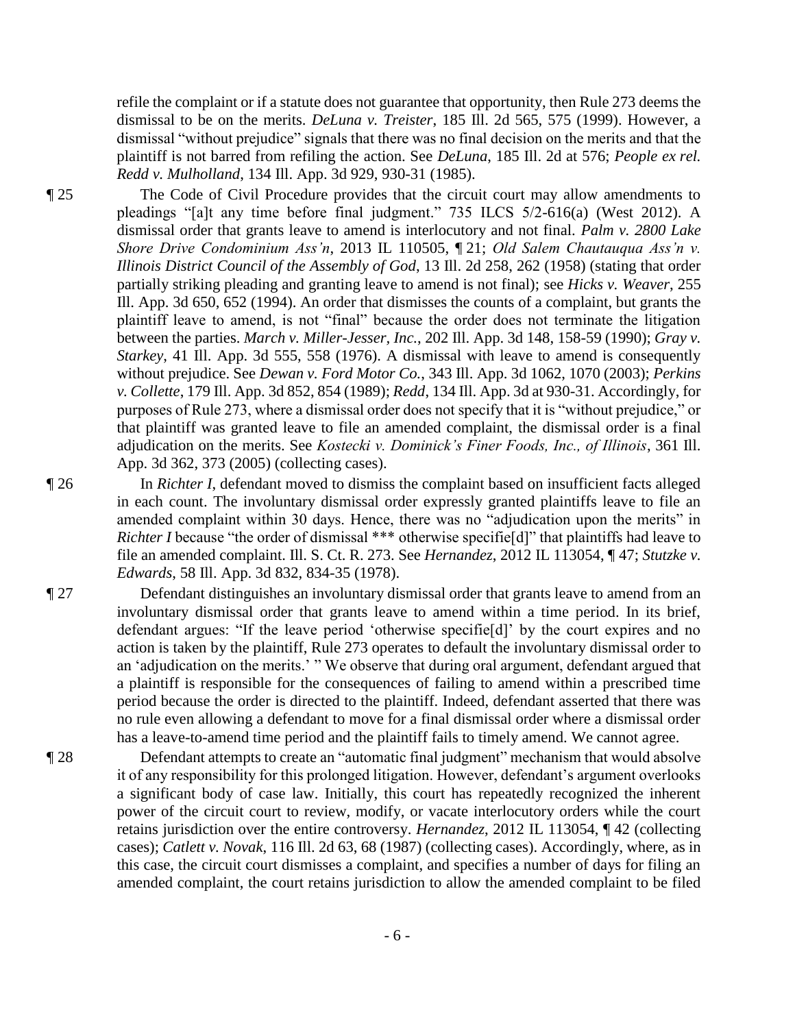refile the complaint or if a statute does not guarantee that opportunity, then Rule 273 deems the dismissal to be on the merits. *DeLuna v. Treister*, 185 Ill. 2d 565, 575 (1999). However, a dismissal "without prejudice" signals that there was no final decision on the merits and that the plaintiff is not barred from refiling the action. See *DeLuna*, 185 Ill. 2d at 576; *People ex rel. Redd v. Mulholland*, 134 Ill. App. 3d 929, 930-31 (1985).

¶ 25 The Code of Civil Procedure provides that the circuit court may allow amendments to pleadings "[a]t any time before final judgment." 735 ILCS 5/2-616(a) (West 2012). A dismissal order that grants leave to amend is interlocutory and not final. *Palm v. 2800 Lake Shore Drive Condominium Ass'n*, 2013 IL 110505, ¶ 21; *Old Salem Chautauqua Ass'n v. Illinois District Council of the Assembly of God*, 13 Ill. 2d 258, 262 (1958) (stating that order partially striking pleading and granting leave to amend is not final); see *Hicks v. Weaver*, 255 Ill. App. 3d 650, 652 (1994). An order that dismisses the counts of a complaint, but grants the plaintiff leave to amend, is not "final" because the order does not terminate the litigation between the parties. *March v. Miller-Jesser, Inc.*, 202 Ill. App. 3d 148, 158-59 (1990); *Gray v. Starkey*, 41 Ill. App. 3d 555, 558 (1976). A dismissal with leave to amend is consequently without prejudice. See *Dewan v. Ford Motor Co.*, 343 Ill. App. 3d 1062, 1070 (2003); *Perkins v. Collette*, 179 Ill. App. 3d 852, 854 (1989); *Redd*, 134 Ill. App. 3d at 930-31. Accordingly, for purposes of Rule 273, where a dismissal order does not specify that it is "without prejudice," or that plaintiff was granted leave to file an amended complaint, the dismissal order is a final adjudication on the merits. See *Kostecki v. Dominick's Finer Foods, Inc., of Illinois*, 361 Ill. App. 3d 362, 373 (2005) (collecting cases).

¶ 26 In *Richter I*, defendant moved to dismiss the complaint based on insufficient facts alleged in each count. The involuntary dismissal order expressly granted plaintiffs leave to file an amended complaint within 30 days. Hence, there was no "adjudication upon the merits" in *Richter I* because "the order of dismissal *** otherwise specifie[d]" that plaintiffs had leave to file an amended complaint. Ill. S. Ct. R. 273. See *Hernandez*, 2012 IL 113054, ¶ 47; *Stutzke v. Edwards*, 58 Ill. App. 3d 832, 834-35 (1978).

¶ 27 Defendant distinguishes an involuntary dismissal order that grants leave to amend from an involuntary dismissal order that grants leave to amend within a time period. In its brief, defendant argues: "If the leave period 'otherwise specifie[d]' by the court expires and no action is taken by the plaintiff, Rule 273 operates to default the involuntary dismissal order to an 'adjudication on the merits.' " We observe that during oral argument, defendant argued that a plaintiff is responsible for the consequences of failing to amend within a prescribed time period because the order is directed to the plaintiff. Indeed, defendant asserted that there was no rule even allowing a defendant to move for a final dismissal order where a dismissal order has a leave-to-amend time period and the plaintiff fails to timely amend. We cannot agree.

¶ 28 Defendant attempts to create an "automatic final judgment" mechanism that would absolve it of any responsibility for this prolonged litigation. However, defendant's argument overlooks a significant body of case law. Initially, this court has repeatedly recognized the inherent power of the circuit court to review, modify, or vacate interlocutory orders while the court retains jurisdiction over the entire controversy. *Hernandez*, 2012 IL 113054, ¶ 42 (collecting cases); *Catlett v. Novak*, 116 Ill. 2d 63, 68 (1987) (collecting cases). Accordingly, where, as in this case, the circuit court dismisses a complaint, and specifies a number of days for filing an amended complaint, the court retains jurisdiction to allow the amended complaint to be filed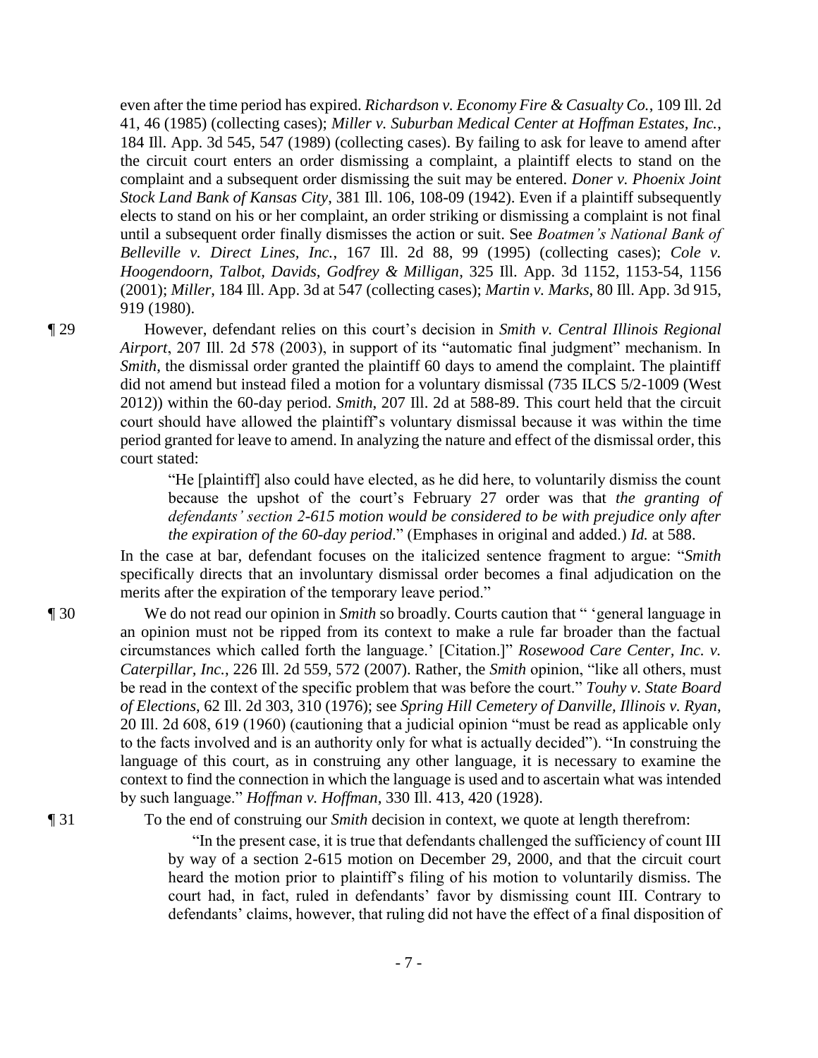even after the time period has expired. *Richardson v. Economy Fire & Casualty Co.*, 109 Ill. 2d 41, 46 (1985) (collecting cases); *Miller v. Suburban Medical Center at Hoffman Estates, Inc.*, 184 Ill. App. 3d 545, 547 (1989) (collecting cases). By failing to ask for leave to amend after the circuit court enters an order dismissing a complaint, a plaintiff elects to stand on the complaint and a subsequent order dismissing the suit may be entered. *Doner v. Phoenix Joint Stock Land Bank of Kansas City*, 381 Ill. 106, 108-09 (1942). Even if a plaintiff subsequently elects to stand on his or her complaint, an order striking or dismissing a complaint is not final until a subsequent order finally dismisses the action or suit. See *Boatmen's National Bank of Belleville v. Direct Lines, Inc.*, 167 Ill. 2d 88, 99 (1995) (collecting cases); *Cole v. Hoogendoorn, Talbot, Davids, Godfrey & Milligan*, 325 Ill. App. 3d 1152, 1153-54, 1156 (2001); *Miller*, 184 Ill. App. 3d at 547 (collecting cases); *Martin v. Marks*, 80 Ill. App. 3d 915, 919 (1980).

¶ 29 However, defendant relies on this court's decision in *Smith v. Central Illinois Regional Airport*, 207 Ill. 2d 578 (2003), in support of its "automatic final judgment" mechanism. In *Smith*, the dismissal order granted the plaintiff 60 days to amend the complaint. The plaintiff did not amend but instead filed a motion for a voluntary dismissal (735 ILCS 5/2-1009 (West 2012)) within the 60-day period. *Smith*, 207 Ill. 2d at 588-89. This court held that the circuit court should have allowed the plaintiff's voluntary dismissal because it was within the time period granted for leave to amend. In analyzing the nature and effect of the dismissal order, this court stated:

> "He [plaintiff] also could have elected, as he did here, to voluntarily dismiss the count because the upshot of the court's February 27 order was that *the granting of defendants' section 2-615 motion would be considered to be with prejudice only after the expiration of the 60-day period*." (Emphases in original and added.) *Id.* at 588.

In the case at bar, defendant focuses on the italicized sentence fragment to argue: "*Smith* specifically directs that an involuntary dismissal order becomes a final adjudication on the merits after the expiration of the temporary leave period."

¶ 30 We do not read our opinion in *Smith* so broadly. Courts caution that " 'general language in an opinion must not be ripped from its context to make a rule far broader than the factual circumstances which called forth the language.' [Citation.]" *Rosewood Care Center, Inc. v. Caterpillar, Inc.*, 226 Ill. 2d 559, 572 (2007). Rather, the *Smith* opinion, "like all others, must be read in the context of the specific problem that was before the court." *Touhy v. State Board of Elections*, 62 Ill. 2d 303, 310 (1976); see *Spring Hill Cemetery of Danville, Illinois v. Ryan*, 20 Ill. 2d 608, 619 (1960) (cautioning that a judicial opinion "must be read as applicable only to the facts involved and is an authority only for what is actually decided"). "In construing the language of this court, as in construing any other language, it is necessary to examine the context to find the connection in which the language is used and to ascertain what was intended by such language." *Hoffman v. Hoffman*, 330 Ill. 413, 420 (1928).

¶ 31 To the end of construing our *Smith* decision in context, we quote at length therefrom:

> "In the present case, it is true that defendants challenged the sufficiency of count III by way of a section 2-615 motion on December 29, 2000, and that the circuit court heard the motion prior to plaintiff's filing of his motion to voluntarily dismiss. The court had, in fact, ruled in defendants' favor by dismissing count III. Contrary to defendants' claims, however, that ruling did not have the effect of a final disposition of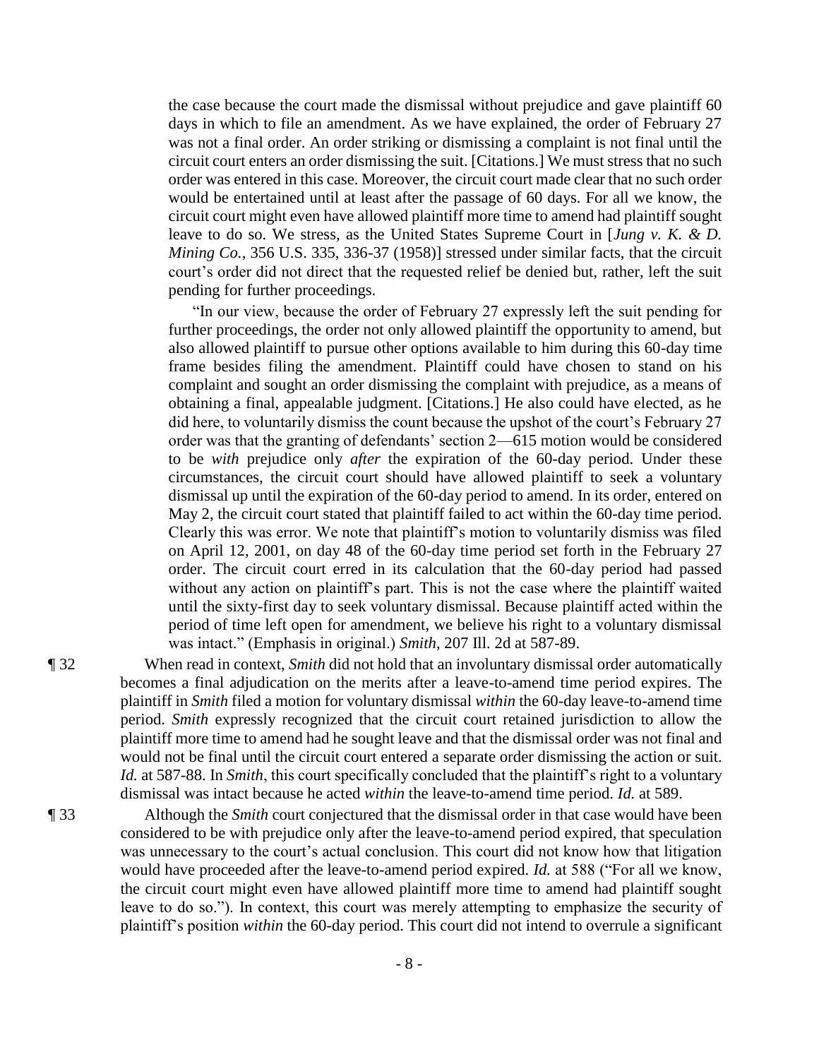the case because the court made the dismissal without prejudice and gave plaintiff 60 days in which to file an amendment. As we have explained, the order of February 27 was not a final order. An order striking or dismissing a complaint is not final until the circuit court enters an order dismissing the suit. [Citations.] We must stress that no such order was entered in this case. Moreover, the circuit court made clear that no such order would be entertained until at least after the passage of 60 days. For all we know, the circuit court might even have allowed plaintiff more time to amend had plaintiff sought leave to do so. We stress, as the United States Supreme Court in [*Jung v. K. & D. Mining Co.*, 356 U.S. 335, 336-37 (1958)] stressed under similar facts, that the circuit court's order did not direct that the requested relief be denied but, rather, left the suit pending for further proceedings.

"In our view, because the order of February 27 expressly left the suit pending for further proceedings, the order not only allowed plaintiff the opportunity to amend, but also allowed plaintiff to pursue other options available to him during this 60-day time frame besides filing the amendment. Plaintiff could have chosen to stand on his complaint and sought an order dismissing the complaint with prejudice, as a means of obtaining a final, appealable judgment. [Citations.] He also could have elected, as he did here, to voluntarily dismiss the count because the upshot of the court's February 27 order was that the granting of defendants' section 2—615 motion would be considered to be *with* prejudice only *after* the expiration of the 60-day period. Under these circumstances, the circuit court should have allowed plaintiff to seek a voluntary dismissal up until the expiration of the 60-day period to amend. In its order, entered on May 2, the circuit court stated that plaintiff failed to act within the 60-day time period. Clearly this was error. We note that plaintiff's motion to voluntarily dismiss was filed on April 12, 2001, on day 48 of the 60-day time period set forth in the February 27 order. The circuit court erred in its calculation that the 60-day period had passed without any action on plaintiff's part. This is not the case where the plaintiff waited until the sixty-first day to seek voluntary dismissal. Because plaintiff acted within the period of time left open for amendment, we believe his right to a voluntary dismissal was intact." (Emphasis in original.) *Smith*, 207 Ill. 2d at 587-89.

¶ 32 When read in context, *Smith* did not hold that an involuntary dismissal order automatically becomes a final adjudication on the merits after a leave-to-amend time period expires. The plaintiff in *Smith* filed a motion for voluntary dismissal *within* the 60-day leave-to-amend time period. *Smith* expressly recognized that the circuit court retained jurisdiction to allow the plaintiff more time to amend had he sought leave and that the dismissal order was not final and would not be final until the circuit court entered a separate order dismissing the action or suit. *Id.* at 587-88. In *Smith*, this court specifically concluded that the plaintiff's right to a voluntary dismissal was intact because he acted *within* the leave-to-amend time period. *Id.* at 589.

¶ 33 Although the *Smith* court conjectured that the dismissal order in that case would have been considered to be with prejudice only after the leave-to-amend period expired, that speculation was unnecessary to the court's actual conclusion. This court did not know how that litigation would have proceeded after the leave-to-amend period expired. *Id.* at 588 ("For all we know, the circuit court might even have allowed plaintiff more time to amend had plaintiff sought leave to do so."). In context, this court was merely attempting to emphasize the security of plaintiff's position *within* the 60-day period. This court did not intend to overrule a significant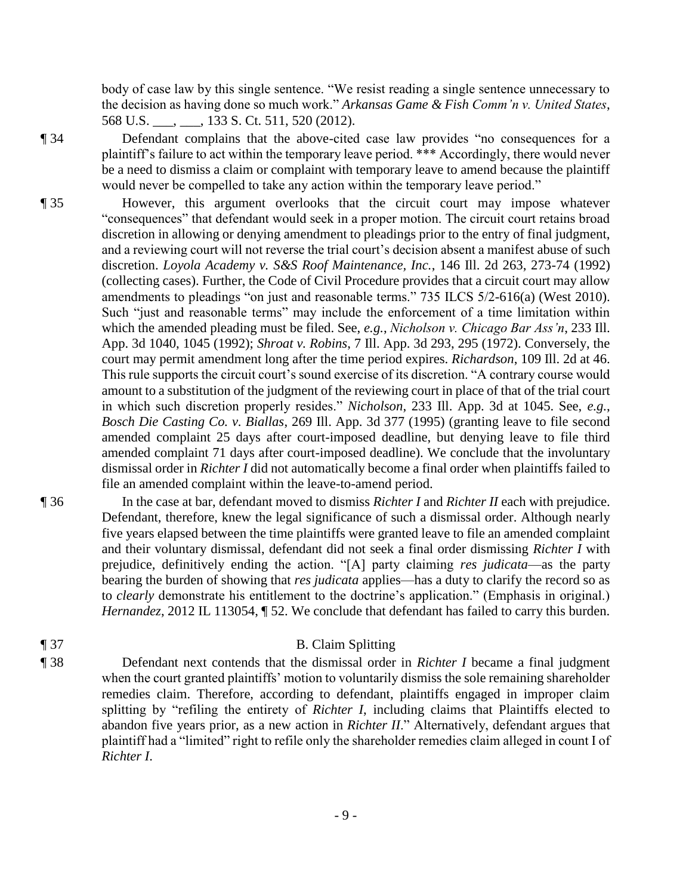body of case law by this single sentence. "We resist reading a single sentence unnecessary to the decision as having done so much work." *Arkansas Game & Fish Comm'n v. United States*, 568 U.S. ___, ___, 133 S. Ct. 511, 520 (2012).

¶ 34 Defendant complains that the above-cited case law provides "no consequences for a plaintiff's failure to act within the temporary leave period. *** Accordingly, there would never be a need to dismiss a claim or complaint with temporary leave to amend because the plaintiff would never be compelled to take any action within the temporary leave period."

¶ 35 However, this argument overlooks that the circuit court may impose whatever "consequences" that defendant would seek in a proper motion. The circuit court retains broad discretion in allowing or denying amendment to pleadings prior to the entry of final judgment, and a reviewing court will not reverse the trial court's decision absent a manifest abuse of such discretion. *Loyola Academy v. S&S Roof Maintenance, Inc.*, 146 Ill. 2d 263, 273-74 (1992) (collecting cases). Further, the Code of Civil Procedure provides that a circuit court may allow amendments to pleadings "on just and reasonable terms." 735 ILCS 5/2-616(a) (West 2010). Such "just and reasonable terms" may include the enforcement of a time limitation within which the amended pleading must be filed. See, *e.g.*, *Nicholson v. Chicago Bar Ass'n*, 233 Ill. App. 3d 1040, 1045 (1992); *Shroat v. Robins*, 7 Ill. App. 3d 293, 295 (1972). Conversely, the court may permit amendment long after the time period expires. *Richardson*, 109 Ill. 2d at 46. This rule supports the circuit court's sound exercise of its discretion. "A contrary course would amount to a substitution of the judgment of the reviewing court in place of that of the trial court in which such discretion properly resides." *Nicholson*, 233 Ill. App. 3d at 1045. See, *e.g.*, *Bosch Die Casting Co. v. Biallas*, 269 Ill. App. 3d 377 (1995) (granting leave to file second amended complaint 25 days after court-imposed deadline, but denying leave to file third amended complaint 71 days after court-imposed deadline). We conclude that the involuntary dismissal order in *Richter I* did not automatically become a final order when plaintiffs failed to file an amended complaint within the leave-to-amend period.

¶ 36 In the case at bar, defendant moved to dismiss *Richter I* and *Richter II* each with prejudice. Defendant, therefore, knew the legal significance of such a dismissal order. Although nearly five years elapsed between the time plaintiffs were granted leave to file an amended complaint and their voluntary dismissal, defendant did not seek a final order dismissing *Richter I* with prejudice, definitively ending the action. "[A] party claiming *res judicata*—as the party bearing the burden of showing that *res judicata* applies—has a duty to clarify the record so as to *clearly* demonstrate his entitlement to the doctrine's application." (Emphasis in original.) *Hernandez*, 2012 IL 113054, ¶ 52. We conclude that defendant has failed to carry this burden.

¶ 37 B. Claim Splitting

¶ 38 Defendant next contends that the dismissal order in *Richter I* became a final judgment when the court granted plaintiffs' motion to voluntarily dismiss the sole remaining shareholder remedies claim. Therefore, according to defendant, plaintiffs engaged in improper claim splitting by "refiling the entirety of *Richter I*, including claims that Plaintiffs elected to abandon five years prior, as a new action in *Richter II*." Alternatively, defendant argues that plaintiff had a "limited" right to refile only the shareholder remedies claim alleged in count I of *Richter I*.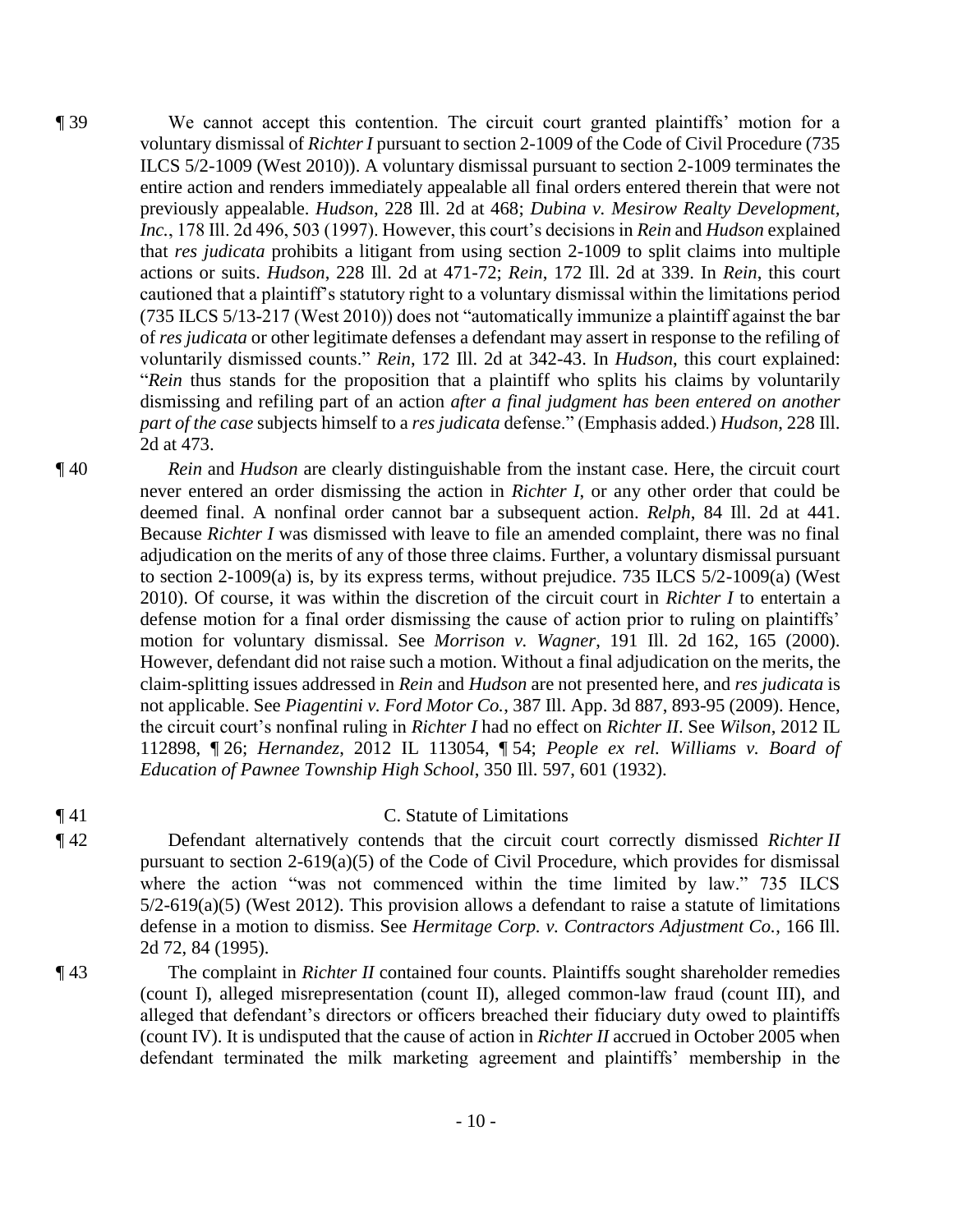¶ 39 We cannot accept this contention. The circuit court granted plaintiffs' motion for a voluntary dismissal of *Richter I* pursuant to section 2-1009 of the Code of Civil Procedure (735 ILCS 5/2-1009 (West 2010)). A voluntary dismissal pursuant to section 2-1009 terminates the entire action and renders immediately appealable all final orders entered therein that were not previously appealable. *Hudson*, 228 Ill. 2d at 468; *Dubina v. Mesirow Realty Development, Inc.*, 178 Ill. 2d 496, 503 (1997). However, this court's decisions in *Rein* and *Hudson* explained that *res judicata* prohibits a litigant from using section 2-1009 to split claims into multiple actions or suits. *Hudson*, 228 Ill. 2d at 471-72; *Rein*, 172 Ill. 2d at 339. In *Rein*, this court cautioned that a plaintiff's statutory right to a voluntary dismissal within the limitations period (735 ILCS 5/13-217 (West 2010)) does not "automatically immunize a plaintiff against the bar of *res judicata* or other legitimate defenses a defendant may assert in response to the refiling of voluntarily dismissed counts." *Rein*, 172 Ill. 2d at 342-43. In *Hudson*, this court explained: "*Rein* thus stands for the proposition that a plaintiff who splits his claims by voluntarily dismissing and refiling part of an action *after a final judgment has been entered on another part of the case* subjects himself to a *res judicata* defense." (Emphasis added.) *Hudson*, 228 Ill. 2d at 473.

¶ 40 *Rein* and *Hudson* are clearly distinguishable from the instant case. Here, the circuit court never entered an order dismissing the action in *Richter I*, or any other order that could be deemed final. A nonfinal order cannot bar a subsequent action. *Relph*, 84 Ill. 2d at 441. Because *Richter I* was dismissed with leave to file an amended complaint, there was no final adjudication on the merits of any of those three claims. Further, a voluntary dismissal pursuant to section 2-1009(a) is, by its express terms, without prejudice. 735 ILCS 5/2-1009(a) (West 2010). Of course, it was within the discretion of the circuit court in *Richter I* to entertain a defense motion for a final order dismissing the cause of action prior to ruling on plaintiffs' motion for voluntary dismissal. See *Morrison v. Wagner*, 191 Ill. 2d 162, 165 (2000). However, defendant did not raise such a motion. Without a final adjudication on the merits, the claim-splitting issues addressed in *Rein* and *Hudson* are not presented here, and *res judicata* is not applicable. See *Piagentini v. Ford Motor Co.*, 387 Ill. App. 3d 887, 893-95 (2009). Hence, the circuit court's nonfinal ruling in *Richter I* had no effect on *Richter II*. See *Wilson*, 2012 IL 112898, ¶ 26; *Hernandez*, 2012 IL 113054, ¶ 54; *People ex rel. Williams v. Board of Education of Pawnee Township High School*, 350 Ill. 597, 601 (1932).

¶ 41 C. Statute of Limitations

¶ 42 Defendant alternatively contends that the circuit court correctly dismissed *Richter II* pursuant to section 2-619(a)(5) of the Code of Civil Procedure, which provides for dismissal where the action "was not commenced within the time limited by law." 735 ILCS 5/2-619(a)(5) (West 2012). This provision allows a defendant to raise a statute of limitations defense in a motion to dismiss. See *Hermitage Corp. v. Contractors Adjustment Co.*, 166 Ill. 2d 72, 84 (1995).

¶ 43 The complaint in *Richter II* contained four counts. Plaintiffs sought shareholder remedies (count I), alleged misrepresentation (count II), alleged common-law fraud (count III), and alleged that defendant's directors or officers breached their fiduciary duty owed to plaintiffs (count IV). It is undisputed that the cause of action in *Richter II* accrued in October 2005 when defendant terminated the milk marketing agreement and plaintiffs' membership in the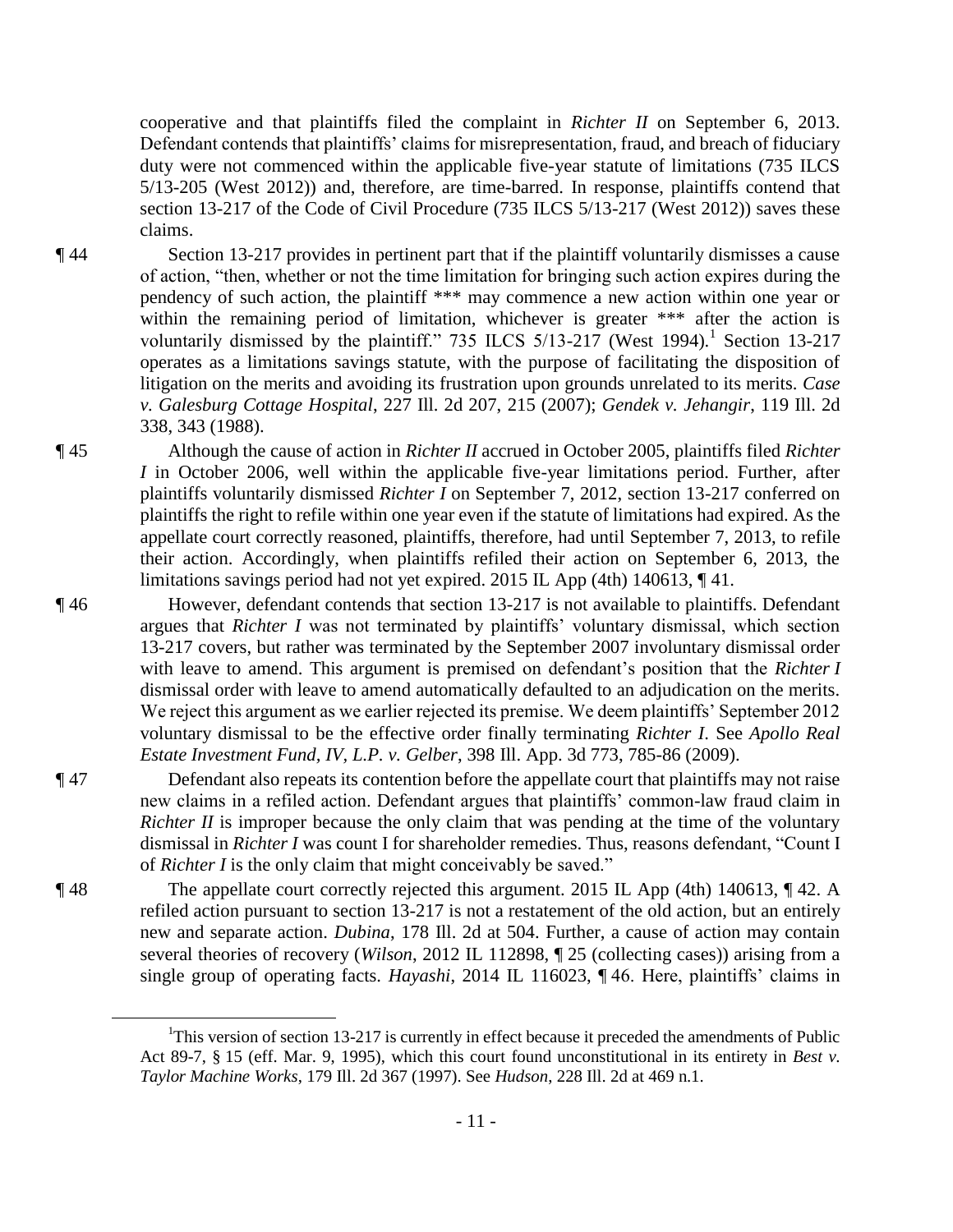cooperative and that plaintiffs filed the complaint in *Richter II* on September 6, 2013. Defendant contends that plaintiffs' claims for misrepresentation, fraud, and breach of fiduciary duty were not commenced within the applicable five-year statute of limitations (735 ILCS 5/13-205 (West 2012)) and, therefore, are time-barred. In response, plaintiffs contend that section 13-217 of the Code of Civil Procedure (735 ILCS 5/13-217 (West 2012)) saves these claims.

¶ 44 Section 13-217 provides in pertinent part that if the plaintiff voluntarily dismisses a cause of action, "then, whether or not the time limitation for bringing such action expires during the pendency of such action, the plaintiff \*\*\* may commence a new action within one year or within the remaining period of limitation, whichever is greater \*\*\* after the action is voluntarily dismissed by the plaintiff." 735 ILCS 5/13-217 (West 1994).[1] Section 13-217 operates as a limitations savings statute, with the purpose of facilitating the disposition of litigation on the merits and avoiding its frustration upon grounds unrelated to its merits. *Case v. Galesburg Cottage Hospital*, 227 Ill. 2d 207, 215 (2007); *Gendek v. Jehangir*, 119 Ill. 2d 338, 343 (1988).

¶ 45 Although the cause of action in *Richter II* accrued in October 2005, plaintiffs filed *Richter I* in October 2006, well within the applicable five-year limitations period. Further, after plaintiffs voluntarily dismissed *Richter I* on September 7, 2012, section 13-217 conferred on plaintiffs the right to refile within one year even if the statute of limitations had expired. As the appellate court correctly reasoned, plaintiffs, therefore, had until September 7, 2013, to refile their action. Accordingly, when plaintiffs refiled their action on September 6, 2013, the limitations savings period had not yet expired. 2015 IL App (4th) 140613, ¶ 41.

¶ 46 However, defendant contends that section 13-217 is not available to plaintiffs. Defendant argues that *Richter I* was not terminated by plaintiffs' voluntary dismissal, which section 13-217 covers, but rather was terminated by the September 2007 involuntary dismissal order with leave to amend. This argument is premised on defendant's position that the *Richter I* dismissal order with leave to amend automatically defaulted to an adjudication on the merits. We reject this argument as we earlier rejected its premise. We deem plaintiffs' September 2012 voluntary dismissal to be the effective order finally terminating *Richter I*. See *Apollo Real Estate Investment Fund, IV, L.P. v. Gelber*, 398 Ill. App. 3d 773, 785-86 (2009).

¶ 47 Defendant also repeats its contention before the appellate court that plaintiffs may not raise new claims in a refiled action. Defendant argues that plaintiffs' common-law fraud claim in *Richter II* is improper because the only claim that was pending at the time of the voluntary dismissal in *Richter I* was count I for shareholder remedies. Thus, reasons defendant, "Count I of *Richter I* is the only claim that might conceivably be saved."

¶ 48 The appellate court correctly rejected this argument. 2015 IL App (4th) 140613, ¶ 42. A refiled action pursuant to section 13-217 is not a restatement of the old action, but an entirely new and separate action. *Dubina*, 178 Ill. 2d at 504. Further, a cause of action may contain several theories of recovery (*Wilson*, 2012 IL 112898, ¶ 25 (collecting cases)) arising from a single group of operating facts. *Hayashi*, 2014 IL 116023, ¶ 46. Here, plaintiffs' claims in

---

[1] This version of section 13-217 is currently in effect because it preceded the amendments of Public Act 89-7, § 15 (eff. Mar. 9, 1995), which this court found unconstitutional in its entirety in *Best v. Taylor Machine Works*, 179 Ill. 2d 367 (1997). See *Hudson*, 228 Ill. 2d at 469 n.1.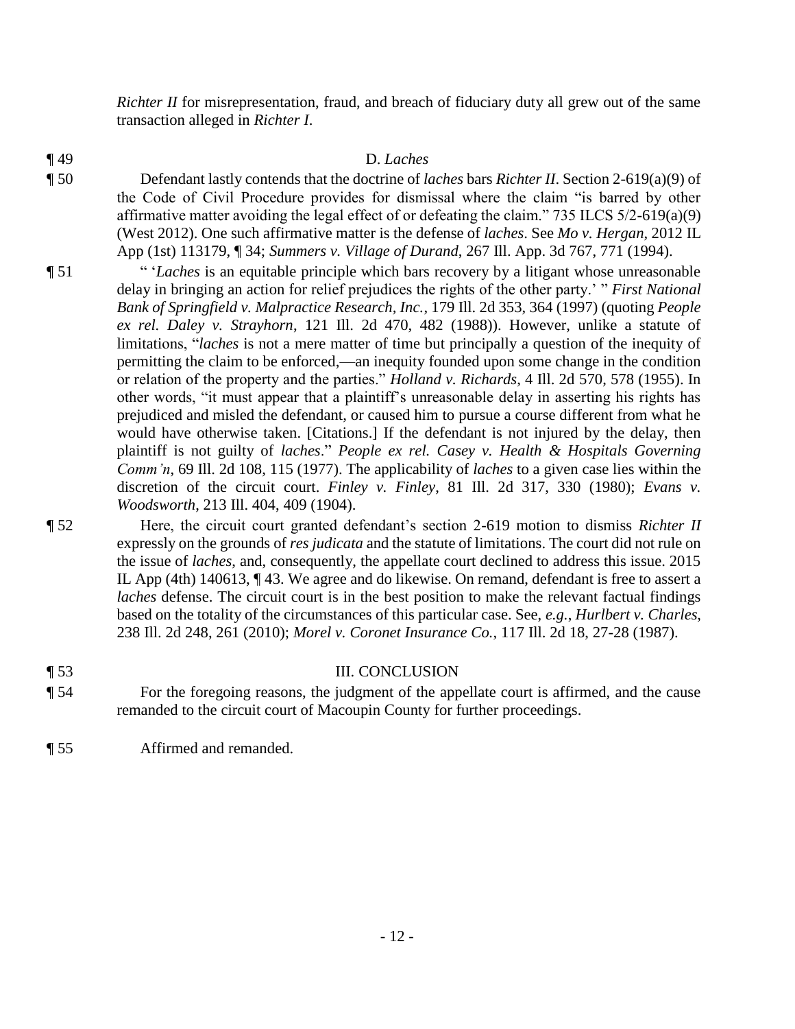*Richter II* for misrepresentation, fraud, and breach of fiduciary duty all grew out of the same transaction alleged in *Richter I*.

¶ 49 D. *Laches*

¶ 50 Defendant lastly contends that the doctrine of *laches* bars *Richter II*. Section 2-619(a)(9) of the Code of Civil Procedure provides for dismissal where the claim "is barred by other affirmative matter avoiding the legal effect of or defeating the claim." 735 ILCS 5/2-619(a)(9) (West 2012). One such affirmative matter is the defense of *laches*. See *Mo v. Hergan*, 2012 IL App (1st) 113179, ¶ 34; *Summers v. Village of Durand*, 267 Ill. App. 3d 767, 771 (1994).

¶ 51 " '*Laches* is an equitable principle which bars recovery by a litigant whose unreasonable delay in bringing an action for relief prejudices the rights of the other party.' " *First National Bank of Springfield v. Malpractice Research, Inc.*, 179 Ill. 2d 353, 364 (1997) (quoting *People ex rel. Daley v. Strayhorn*, 121 Ill. 2d 470, 482 (1988)). However, unlike a statute of limitations, "*laches* is not a mere matter of time but principally a question of the inequity of permitting the claim to be enforced,—an inequity founded upon some change in the condition or relation of the property and the parties." *Holland v. Richards*, 4 Ill. 2d 570, 578 (1955). In other words, "it must appear that a plaintiff's unreasonable delay in asserting his rights has prejudiced and misled the defendant, or caused him to pursue a course different from what he would have otherwise taken. [Citations.] If the defendant is not injured by the delay, then plaintiff is not guilty of *laches*." *People ex rel. Casey v. Health & Hospitals Governing Comm'n*, 69 Ill. 2d 108, 115 (1977). The applicability of *laches* to a given case lies within the discretion of the circuit court. *Finley v. Finley*, 81 Ill. 2d 317, 330 (1980); *Evans v. Woodsworth*, 213 Ill. 404, 409 (1904).

¶ 52 Here, the circuit court granted defendant's section 2-619 motion to dismiss *Richter II* expressly on the grounds of *res judicata* and the statute of limitations. The court did not rule on the issue of *laches*, and, consequently, the appellate court declined to address this issue. 2015 IL App (4th) 140613, ¶ 43. We agree and do likewise. On remand, defendant is free to assert a *laches* defense. The circuit court is in the best position to make the relevant factual findings based on the totality of the circumstances of this particular case. See, *e.g.*, *Hurlbert v. Charles*, 238 Ill. 2d 248, 261 (2010); *Morel v. Coronet Insurance Co.*, 117 Ill. 2d 18, 27-28 (1987).

¶ 53 III. CONCLUSION

¶ 54 For the foregoing reasons, the judgment of the appellate court is affirmed, and the cause remanded to the circuit court of Macoupin County for further proceedings.

¶ 55 Affirmed and remanded.